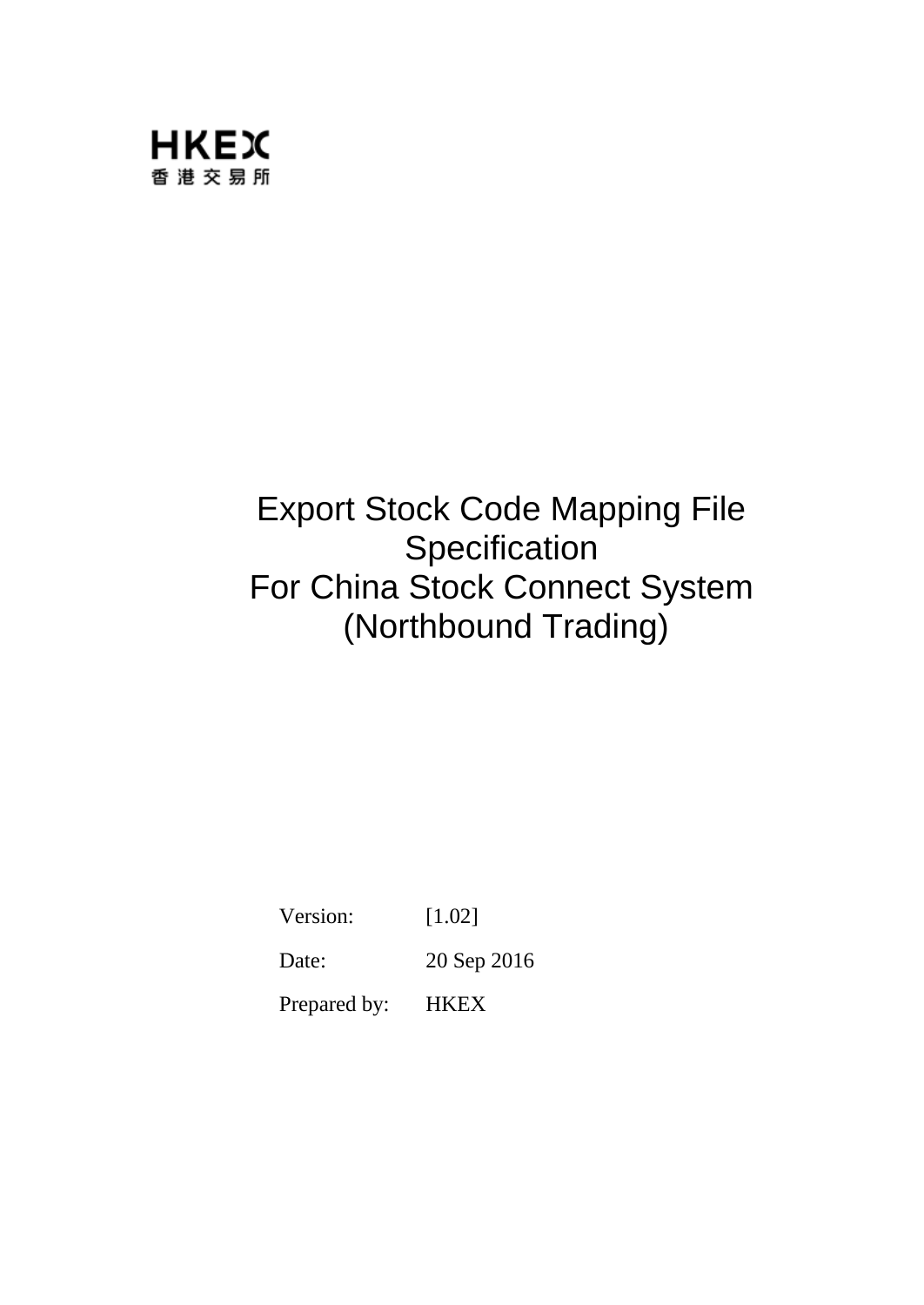HKEX
香港交易所

# Export Stock Code Mapping File Specification For China Stock Connect System (Northbound Trading)

| | |
|---|---|
| Version: | [1.02] |
| Date: | 20 Sep 2016 |
| Prepared by: | HKEX |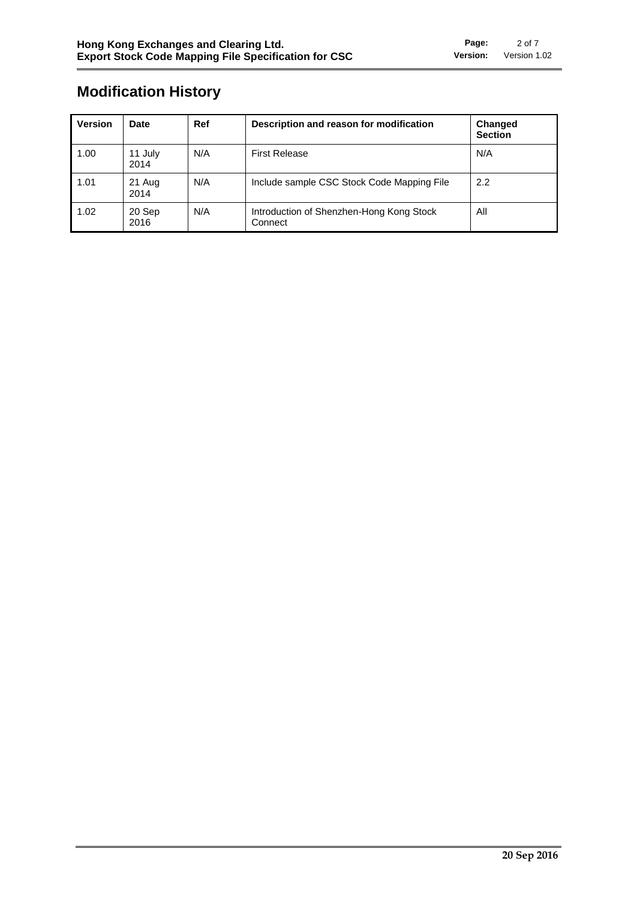# Modification History

| Version | Date | Ref | Description and reason for modification | Changed Section |
|---|---|---|---|---|
| 1.00 | 11 July 2014 | N/A | First Release | N/A |
| 1.01 | 21 Aug 2014 | N/A | Include sample CSC Stock Code Mapping File | 2.2 |
| 1.02 | 20 Sep 2016 | N/A | Introduction of Shenzhen-Hong Kong Stock Connect | All |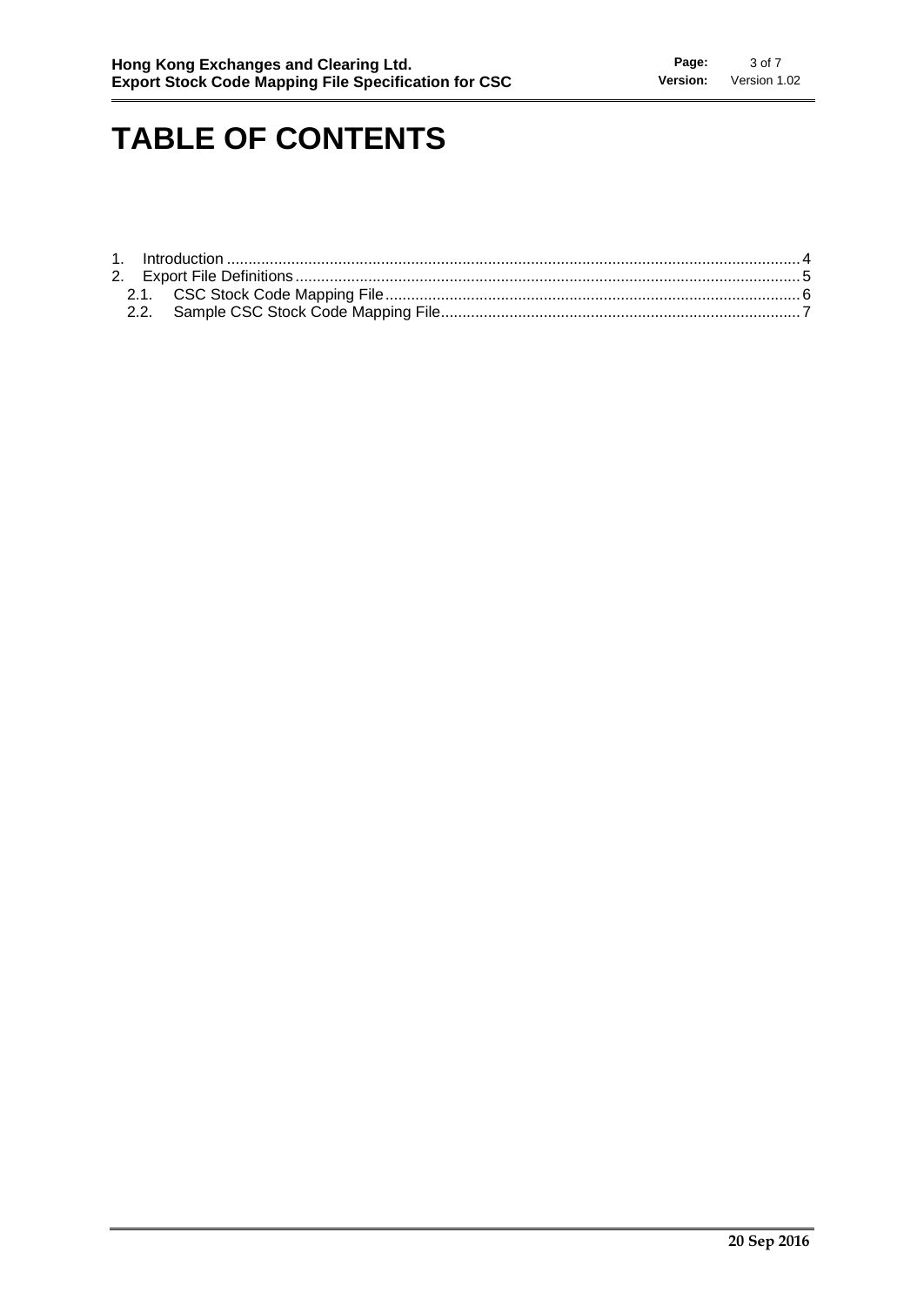# TABLE OF CONTENTS

1. Introduction .................................................................................................................................... 4
2. Export File Definitions ..................................................................................................................... 5
   2.1. CSC Stock Code Mapping File ................................................................................................ 6
   2.2. Sample CSC Stock Code Mapping File ................................................................................... 7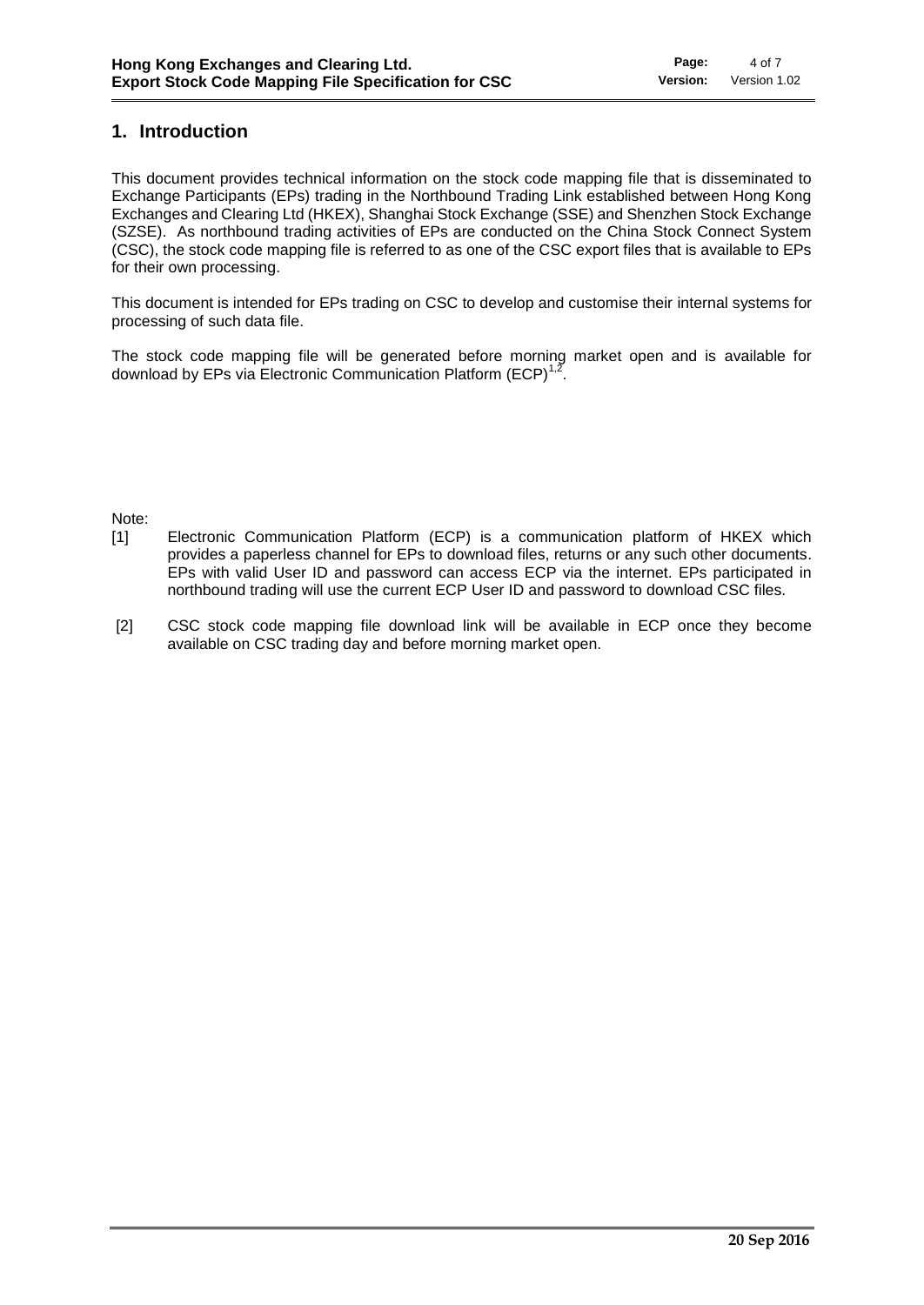# 1. Introduction

This document provides technical information on the stock code mapping file that is disseminated to Exchange Participants (EPs) trading in the Northbound Trading Link established between Hong Kong Exchanges and Clearing Ltd (HKEX), Shanghai Stock Exchange (SSE) and Shenzhen Stock Exchange (SZSE). As northbound trading activities of EPs are conducted on the China Stock Connect System (CSC), the stock code mapping file is referred to as one of the CSC export files that is available to EPs for their own processing.

This document is intended for EPs trading on CSC to develop and customise their internal systems for processing of such data file.

The stock code mapping file will be generated before morning market open and is available for download by EPs via Electronic Communication Platform (ECP)[1,2].

Note:

[1] Electronic Communication Platform (ECP) is a communication platform of HKEX which provides a paperless channel for EPs to download files, returns or any such other documents. EPs with valid User ID and password can access ECP via the internet. EPs participated in northbound trading will use the current ECP User ID and password to download CSC files.

[2] CSC stock code mapping file download link will be available in ECP once they become available on CSC trading day and before morning market open.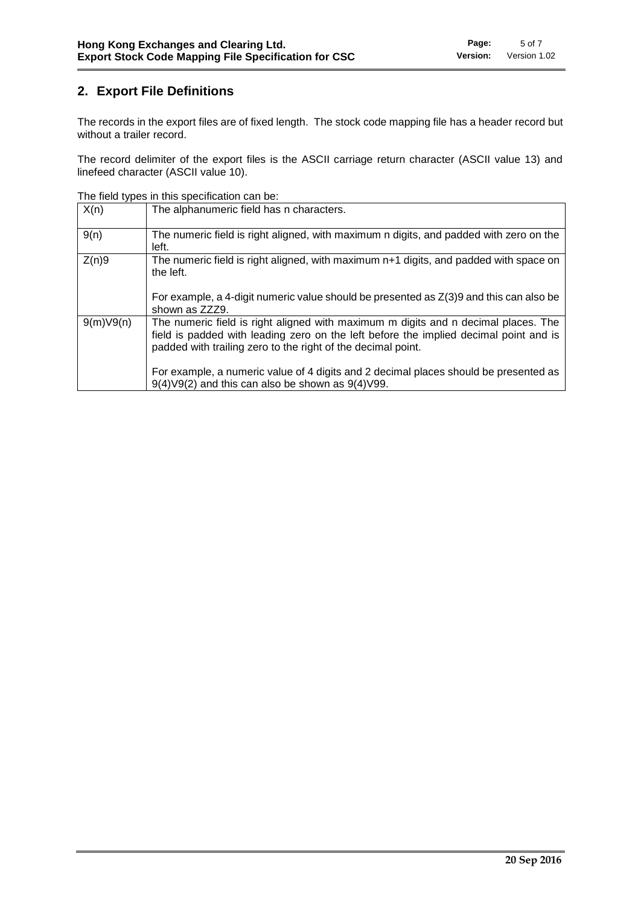## 2. Export File Definitions

The records in the export files are of fixed length. The stock code mapping file has a header record but without a trailer record.

The record delimiter of the export files is the ASCII carriage return character (ASCII value 13) and linefeed character (ASCII value 10).

The field types in this specification can be:

| | |
|---|---|
| X(n) | The alphanumeric field has n characters. |
| 9(n) | The numeric field is right aligned, with maximum n digits, and padded with zero on the left. |
| Z(n)9 | The numeric field is right aligned, with maximum n+1 digits, and padded with space on the left.<br><br>For example, a 4-digit numeric value should be presented as Z(3)9 and this can also be shown as ZZZ9. |
| 9(m)V9(n) | The numeric field is right aligned with maximum m digits and n decimal places. The field is padded with leading zero on the left before the implied decimal point and is padded with trailing zero to the right of the decimal point.<br><br>For example, a numeric value of 4 digits and 2 decimal places should be presented as 9(4)V9(2) and this can also be shown as 9(4)V99. |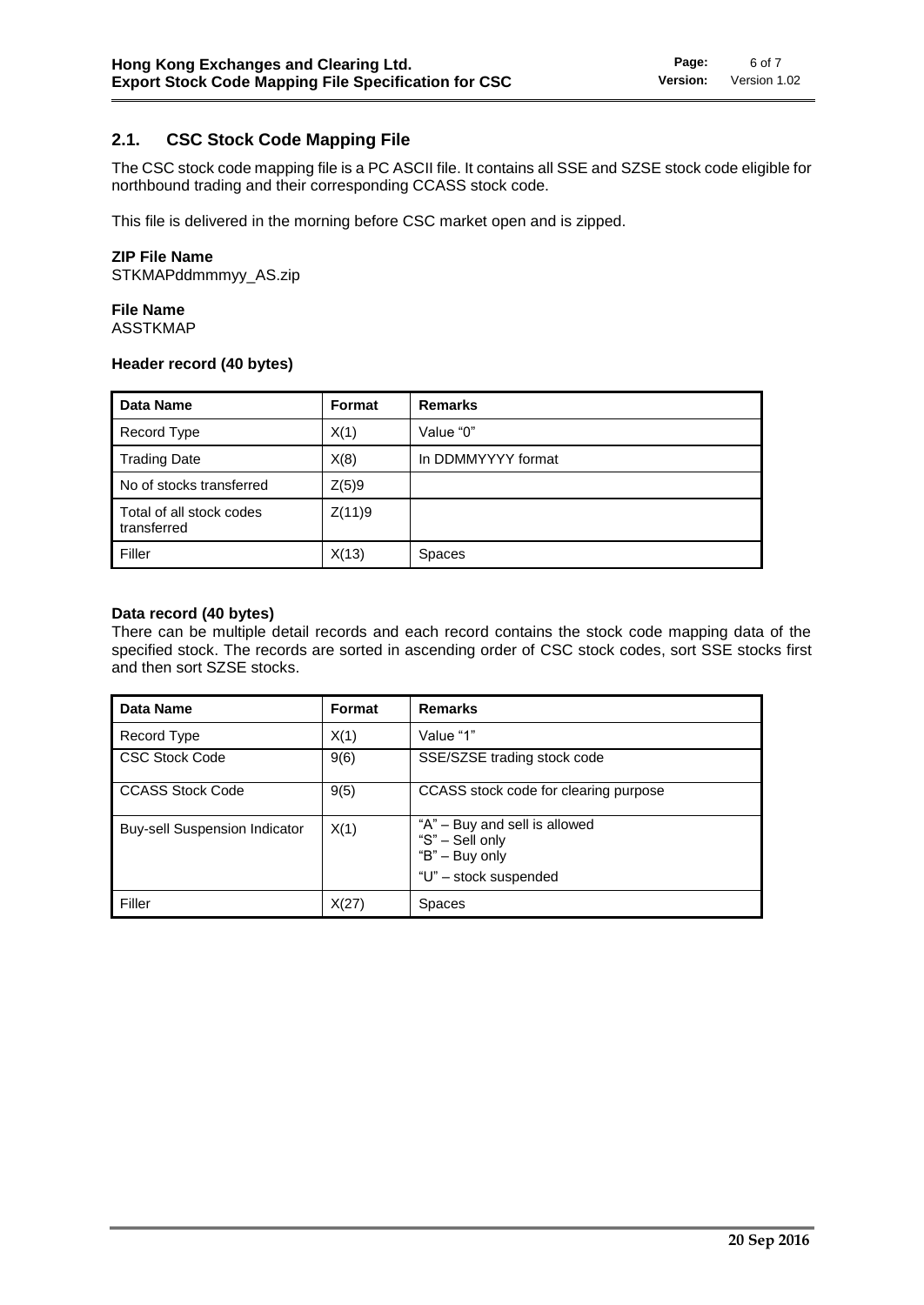## 2.1. CSC Stock Code Mapping File

The CSC stock code mapping file is a PC ASCII file. It contains all SSE and SZSE stock code eligible for northbound trading and their corresponding CCASS stock code.

This file is delivered in the morning before CSC market open and is zipped.

**ZIP File Name**
STKMAPddmmmyy_AS.zip

**File Name**
ASSTKMAP

**Header record (40 bytes)**

| Data Name | Format | Remarks |
|---|---|---|
| Record Type | X(1) | Value "0" |
| Trading Date | X(8) | In DDMMYYYY format |
| No of stocks transferred | Z(5)9 | |
| Total of all stock codes transferred | Z(11)9 | |
| Filler | X(13) | Spaces |

**Data record (40 bytes)**
There can be multiple detail records and each record contains the stock code mapping data of the specified stock. The records are sorted in ascending order of CSC stock codes, sort SSE stocks first and then sort SZSE stocks.

| Data Name | Format | Remarks |
|---|---|---|
| Record Type | X(1) | Value "1" |
| CSC Stock Code | 9(6) | SSE/SZSE trading stock code |
| CCASS Stock Code | 9(5) | CCASS stock code for clearing purpose |
| Buy-sell Suspension Indicator | X(1) | "A" – Buy and sell is allowed<br>"S" – Sell only<br>"B" – Buy only<br>"U" – stock suspended |
| Filler | X(27) | Spaces |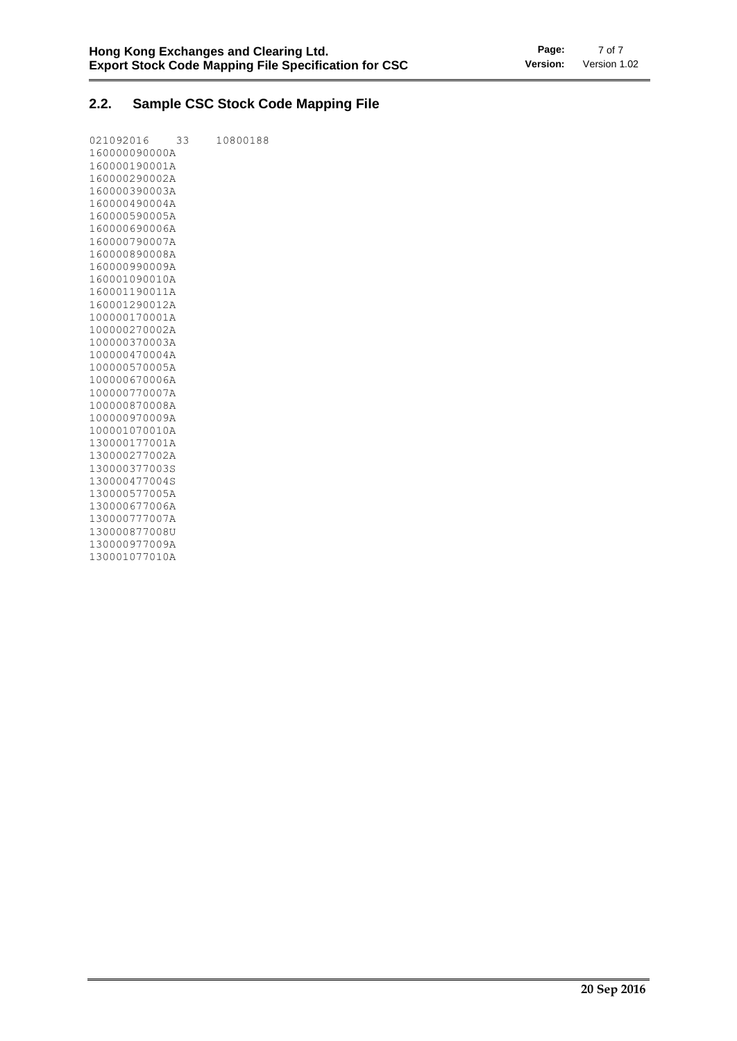## 2.2. Sample CSC Stock Code Mapping File

```
021092016    33    10800188
160000090000A
160000190001A
160000290002A
160000390003A
160000490004A
160000590005A
160000690006A
160000790007A
160000890008A
160000990009A
160001090010A
160001190011A
160001290012A
100000170001A
100000270002A
100000370003A
100000470004A
100000570005A
100000670006A
100000770007A
100000870008A
100000970009A
100001070010A
130000177001A
130000277002A
130000377003S
130000477004S
130000577005A
130000677006A
130000777007A
130000877008U
130000977009A
130001077010A
```